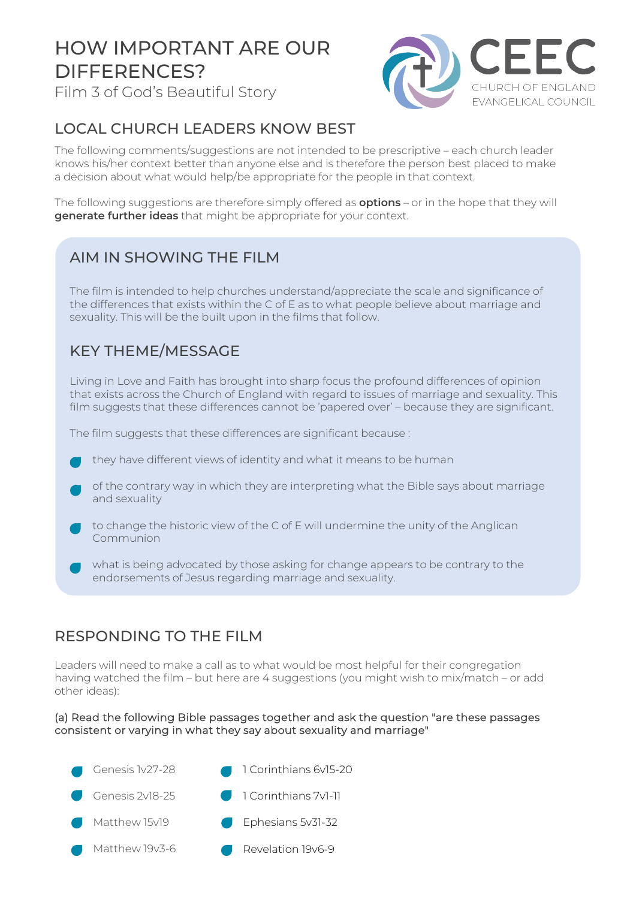# HOW IMPORTANT ARE OUR DIFFERENCES?

Film 3 of God's Beautiful Story

CEEC
CHURCH OF ENGLAND
EVANGELICAL COUNCIL

## LOCAL CHURCH LEADERS KNOW BEST

The following comments/suggestions are not intended to be prescriptive – each church leader knows his/her context better than anyone else and is therefore the person best placed to make a decision about what would help/be appropriate for the people in that context.

The following suggestions are therefore simply offered as **options** – or in the hope that they will **generate further ideas** that might be appropriate for your context.

## AIM IN SHOWING THE FILM

The film is intended to help churches understand/appreciate the scale and significance of the differences that exists within the C of E as to what people believe about marriage and sexuality. This will be the built upon in the films that follow.

## KEY THEME/MESSAGE

Living in Love and Faith has brought into sharp focus the profound differences of opinion that exists across the Church of England with regard to issues of marriage and sexuality. This film suggests that these differences cannot be 'papered over' – because they are significant.

The film suggests that these differences are significant because :

- they have different views of identity and what it means to be human
- of the contrary way in which they are interpreting what the Bible says about marriage and sexuality
- to change the historic view of the C of E will undermine the unity of the Anglican Communion
- what is being advocated by those asking for change appears to be contrary to the endorsements of Jesus regarding marriage and sexuality.

## RESPONDING TO THE FILM

Leaders will need to make a call as to what would be most helpful for their congregation having watched the film – but here are 4 suggestions (you might wish to mix/match – or add other ideas):

(a) Read the following Bible passages together and ask the question "are these passages consistent or varying in what they say about sexuality and marriage"

- Genesis 1v27-28
- Genesis 2v18-25
- Matthew 15v19
- Matthew 19v3-6
- 1 Corinthians 6v15-20
- 1 Corinthians 7v1-11
- Ephesians 5v31-32
- Revelation 19v6-9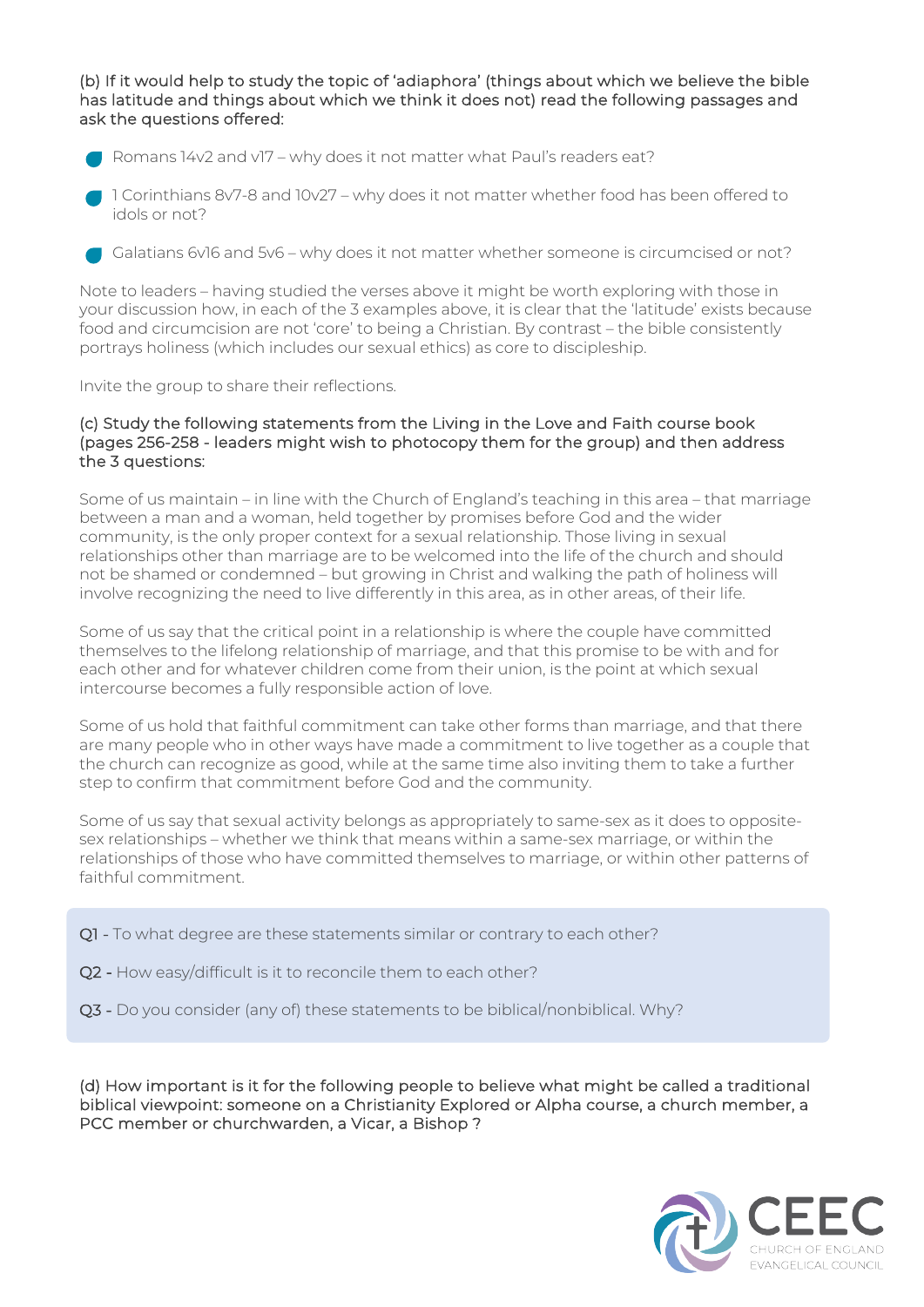(b) If it would help to study the topic of 'adiaphora' (things about which we believe the bible has latitude and things about which we think it does not) read the following passages and ask the questions offered:

- Romans 14v2 and v17 – why does it not matter what Paul's readers eat?
- 1 Corinthians 8v7-8 and 10v27 – why does it not matter whether food has been offered to idols or not?
- Galatians 6v16 and 5v6 – why does it not matter whether someone is circumcised or not?

Note to leaders – having studied the verses above it might be worth exploring with those in your discussion how, in each of the 3 examples above, it is clear that the 'latitude' exists because food and circumcision are not 'core' to being a Christian. By contrast – the bible consistently portrays holiness (which includes our sexual ethics) as core to discipleship.

Invite the group to share their reflections.

(c) Study the following statements from the Living in the Love and Faith course book (pages 256-258 - leaders might wish to photocopy them for the group) and then address the 3 questions:

Some of us maintain – in line with the Church of England's teaching in this area – that marriage between a man and a woman, held together by promises before God and the wider community, is the only proper context for a sexual relationship. Those living in sexual relationships other than marriage are to be welcomed into the life of the church and should not be shamed or condemned – but growing in Christ and walking the path of holiness will involve recognizing the need to live differently in this area, as in other areas, of their life.

Some of us say that the critical point in a relationship is where the couple have committed themselves to the lifelong relationship of marriage, and that this promise to be with and for each other and for whatever children come from their union, is the point at which sexual intercourse becomes a fully responsible action of love.

Some of us hold that faithful commitment can take other forms than marriage, and that there are many people who in other ways have made a commitment to live together as a couple that the church can recognize as good, while at the same time also inviting them to take a further step to confirm that commitment before God and the community.

Some of us say that sexual activity belongs as appropriately to same-sex as it does to opposite-sex relationships – whether we think that means within a same-sex marriage, or within the relationships of those who have committed themselves to marriage, or within other patterns of faithful commitment.

**Q1 -** To what degree are these statements similar or contrary to each other?

**Q2 -** How easy/difficult is it to reconcile them to each other?

**Q3 -** Do you consider (any of) these statements to be biblical/nonbiblical. Why?

(d) How important is it for the following people to believe what might be called a traditional biblical viewpoint: someone on a Christianity Explored or Alpha course, a church member, a PCC member or churchwarden, a Vicar, a Bishop ?

CEEC
CHURCH OF ENGLAND EVANGELICAL COUNCIL